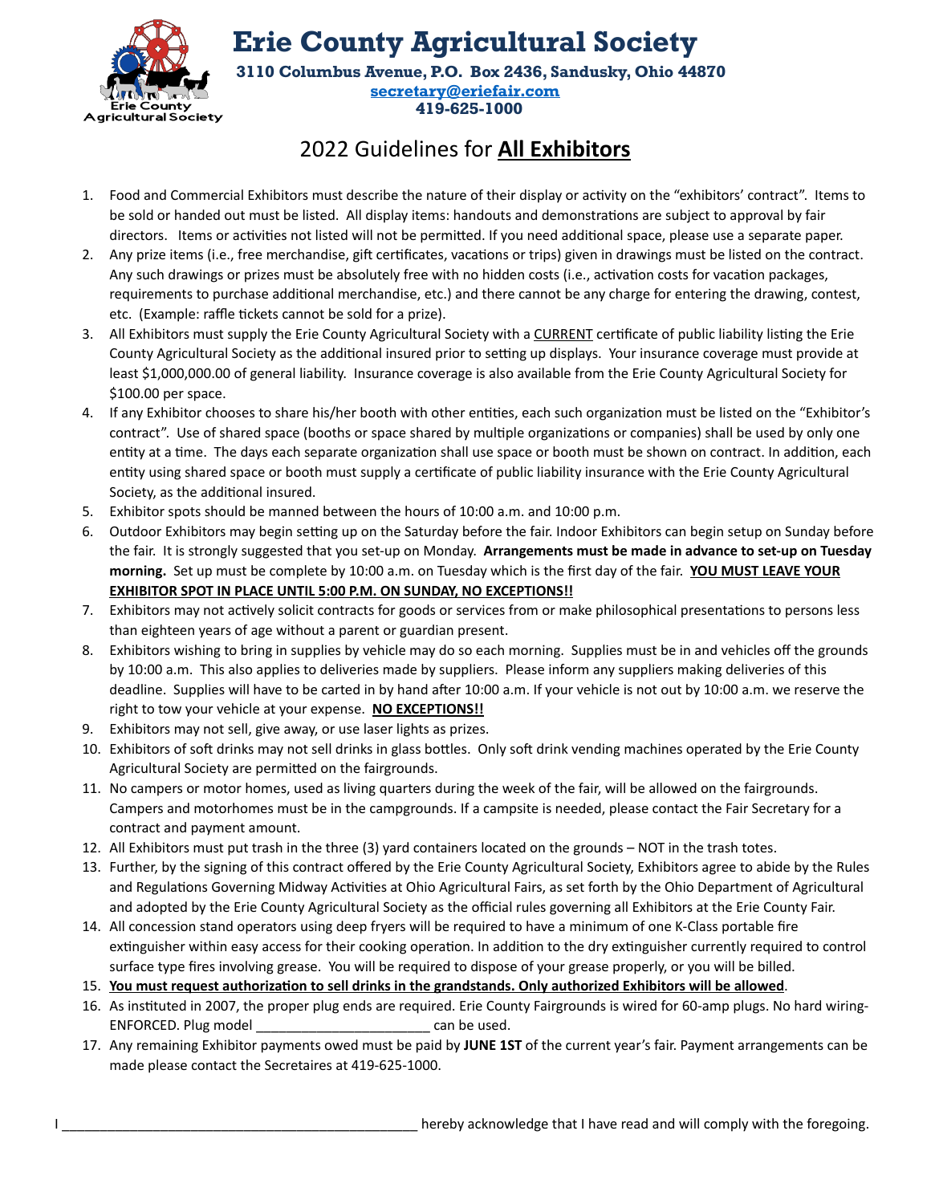# Erie County Agricultural Society

**3110 Columbus Avenue, P.O. Box 2436, Sandusky, Ohio 44870**
**secretary@eriefair.com**
**419-625-1000**

## 2022 Guidelines for **All Exhibitors**

1. Food and Commercial Exhibitors must describe the nature of their display or activity on the "exhibitors' contract". Items to be sold or handed out must be listed. All display items: handouts and demonstrations are subject to approval by fair directors. Items or activities not listed will not be permitted. If you need additional space, please use a separate paper.
2. Any prize items (i.e., free merchandise, gift certificates, vacations or trips) given in drawings must be listed on the contract. Any such drawings or prizes must be absolutely free with no hidden costs (i.e., activation costs for vacation packages, requirements to purchase additional merchandise, etc.) and there cannot be any charge for entering the drawing, contest, etc. (Example: raffle tickets cannot be sold for a prize).
3. All Exhibitors must supply the Erie County Agricultural Society with a CURRENT certificate of public liability listing the Erie County Agricultural Society as the additional insured prior to setting up displays. Your insurance coverage must provide at least $1,000,000.00 of general liability. Insurance coverage is also available from the Erie County Agricultural Society for $100.00 per space.
4. If any Exhibitor chooses to share his/her booth with other entities, each such organization must be listed on the "Exhibitor's contract". Use of shared space (booths or space shared by multiple organizations or companies) shall be used by only one entity at a time. The days each separate organization shall use space or booth must be shown on contract. In addition, each entity using shared space or booth must supply a certificate of public liability insurance with the Erie County Agricultural Society, as the additional insured.
5. Exhibitor spots should be manned between the hours of 10:00 a.m. and 10:00 p.m.
6. Outdoor Exhibitors may begin setting up on the Saturday before the fair. Indoor Exhibitors can begin setup on Sunday before the fair. It is strongly suggested that you set-up on Monday. **Arrangements must be made in advance to set-up on Tuesday morning.** Set up must be complete by 10:00 a.m. on Tuesday which is the first day of the fair. **YOU MUST LEAVE YOUR EXHIBITOR SPOT IN PLACE UNTIL 5:00 P.M. ON SUNDAY, NO EXCEPTIONS!!**
7. Exhibitors may not actively solicit contracts for goods or services from or make philosophical presentations to persons less than eighteen years of age without a parent or guardian present.
8. Exhibitors wishing to bring in supplies by vehicle may do so each morning. Supplies must be in and vehicles off the grounds by 10:00 a.m. This also applies to deliveries made by suppliers. Please inform any suppliers making deliveries of this deadline. Supplies will have to be carted in by hand after 10:00 a.m. If your vehicle is not out by 10:00 a.m. we reserve the right to tow your vehicle at your expense. **NO EXCEPTIONS!!**
9. Exhibitors may not sell, give away, or use laser lights as prizes.
10. Exhibitors of soft drinks may not sell drinks in glass bottles. Only soft drink vending machines operated by the Erie County Agricultural Society are permitted on the fairgrounds.
11. No campers or motor homes, used as living quarters during the week of the fair, will be allowed on the fairgrounds. Campers and motorhomes must be in the campgrounds. If a campsite is needed, please contact the Fair Secretary for a contract and payment amount.
12. All Exhibitors must put trash in the three (3) yard containers located on the grounds – NOT in the trash totes.
13. Further, by the signing of this contract offered by the Erie County Agricultural Society, Exhibitors agree to abide by the Rules and Regulations Governing Midway Activities at Ohio Agricultural Fairs, as set forth by the Ohio Department of Agricultural and adopted by the Erie County Agricultural Society as the official rules governing all Exhibitors at the Erie County Fair.
14. All concession stand operators using deep fryers will be required to have a minimum of one K-Class portable fire extinguisher within easy access for their cooking operation. In addition to the dry extinguisher currently required to control surface type fires involving grease. You will be required to dispose of your grease properly, or you will be billed.
15. **You must request authorization to sell drinks in the grandstands. Only authorized Exhibitors will be allowed**.
16. As instituted in 2007, the proper plug ends are required. Erie County Fairgrounds is wired for 60-amp plugs. No hard wiring-ENFORCED. Plug model ______________________ can be used.
17. Any remaining Exhibitor payments owed must be paid by **JUNE 1ST** of the current year's fair. Payment arrangements can be made please contact the Secretaires at 419-625-1000.

I ______________________________________________ hereby acknowledge that I have read and will comply with the foregoing.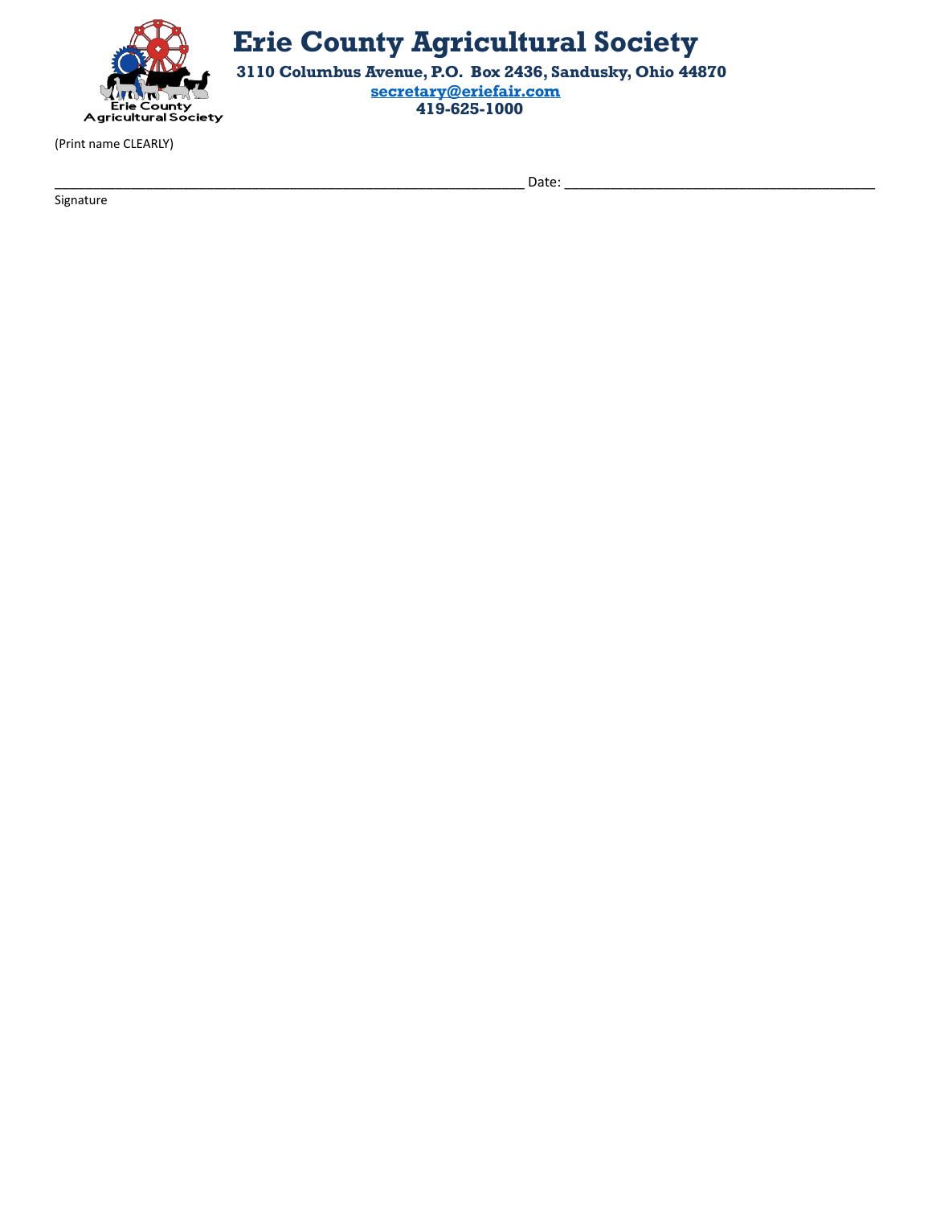# Erie County Agricultural Society

**3110 Columbus Avenue, P.O. Box 2436, Sandusky, Ohio 44870**

**secretary@eriefair.com**

**419-625-1000**

(Print name CLEARLY)

_________________________________________________________________ Date: __________________________________________

Signature